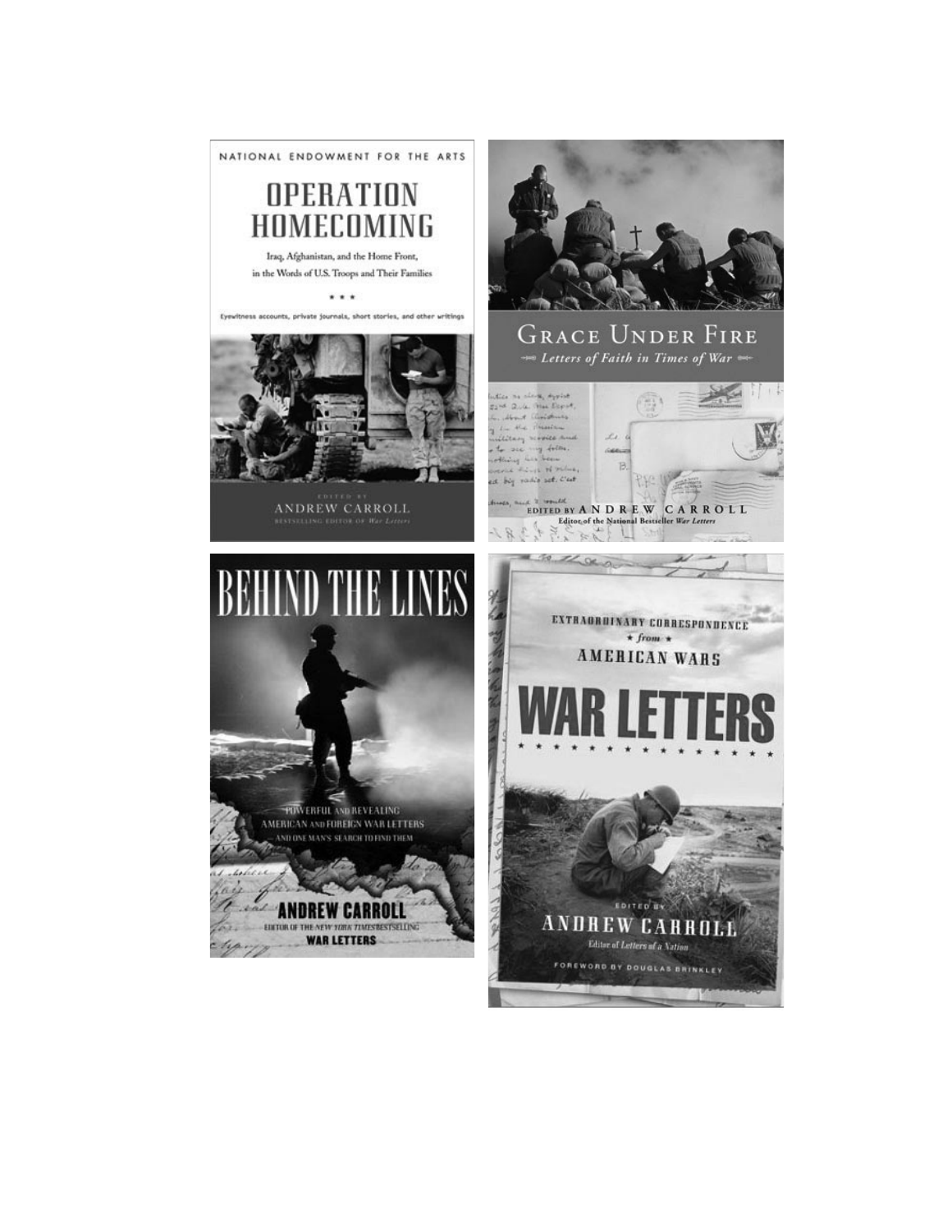NATIONAL ENDOWMENT FOR THE ARTS

# OPERATION HOMECOMING

Iraq, Afghanistan, and the Home Front, in the Words of U.S. Troops and Their Families

\* \* \*

Eyewitness accounts, private journals, short stories, and other writings

EDITED BY

ANDREW CARROLL

BESTSELLING EDITOR OF *War Letters*

# GRACE UNDER FIRE

*Letters of Faith in Times of War*

EDITED BY ANDREW CARROLL

Editor of the National Bestseller *War Letters*

# BEHIND THE LINES

POWERFUL AND REVEALING AMERICAN AND FOREIGN WAR LETTERS — AND ONE MAN'S SEARCH TO FIND THEM

ANDREW CARROLL

EDITOR OF THE *NEW YORK TIMES* BESTSELLING WAR LETTERS

EXTRAORDINARY CORRESPONDENCE ★ from ★ AMERICAN WARS

# WAR LETTERS

EDITED BY

ANDREW CARROLL

Editor of *Letters of a Nation*

FOREWORD BY DOUGLAS BRINKLEY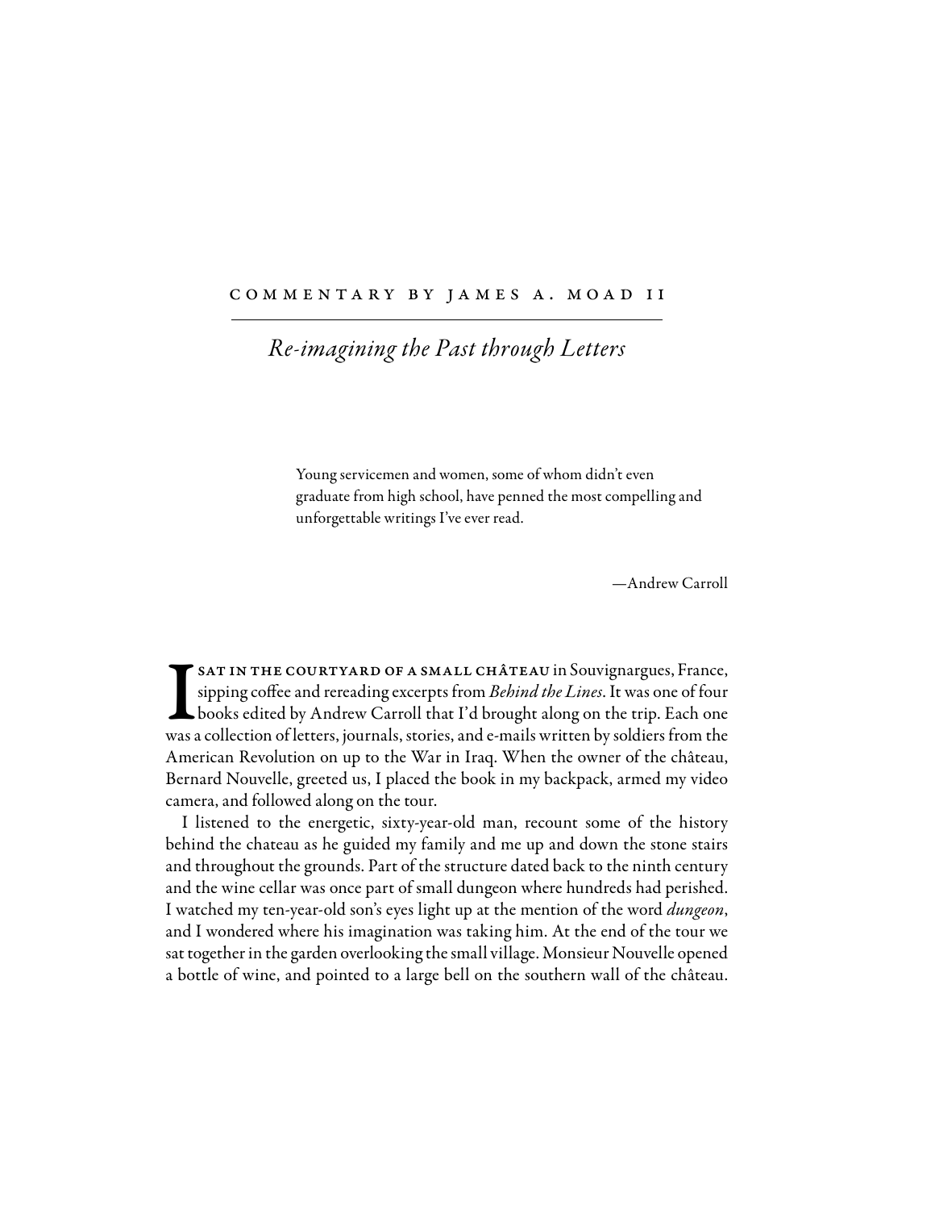COMMENTARY BY JAMES A. MOAD II

# *Re-imagining the Past through Letters*

> Young servicemen and women, some of whom didn't even graduate from high school, have penned the most compelling and unforgettable writings I've ever read.
>
> —Andrew Carroll

I SAT IN THE COURTYARD OF A SMALL CHÂTEAU in Souvignargues, France, sipping coffee and rereading excerpts from *Behind the Lines*. It was one of four books edited by Andrew Carroll that I'd brought along on the trip. Each one was a collection of letters, journals, stories, and e-mails written by soldiers from the American Revolution on up to the War in Iraq. When the owner of the château, Bernard Nouvelle, greeted us, I placed the book in my backpack, armed my video camera, and followed along on the tour.

I listened to the energetic, sixty-year-old man, recount some of the history behind the chateau as he guided my family and me up and down the stone stairs and throughout the grounds. Part of the structure dated back to the ninth century and the wine cellar was once part of small dungeon where hundreds had perished. I watched my ten-year-old son's eyes light up at the mention of the word *dungeon*, and I wondered where his imagination was taking him. At the end of the tour we sat together in the garden overlooking the small village. Monsieur Nouvelle opened a bottle of wine, and pointed to a large bell on the southern wall of the château.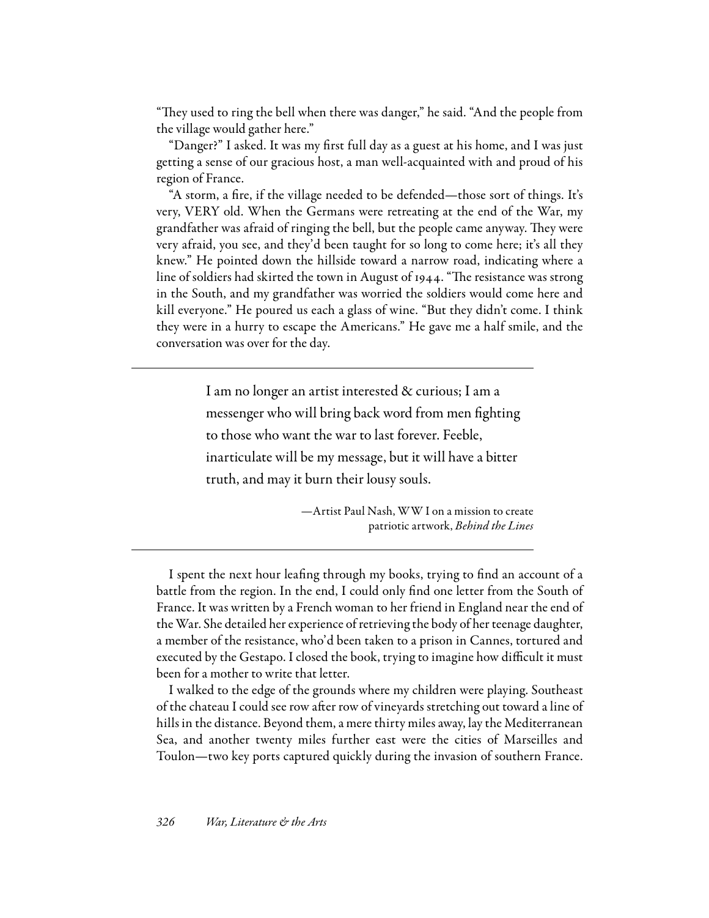"They used to ring the bell when there was danger," he said. "And the people from the village would gather here."

"Danger?" I asked. It was my first full day as a guest at his home, and I was just getting a sense of our gracious host, a man well-acquainted with and proud of his region of France.

"A storm, a fire, if the village needed to be defended—those sort of things. It's very, VERY old. When the Germans were retreating at the end of the War, my grandfather was afraid of ringing the bell, but the people came anyway. They were very afraid, you see, and they'd been taught for so long to come here; it's all they knew." He pointed down the hillside toward a narrow road, indicating where a line of soldiers had skirted the town in August of 1944. "The resistance was strong in the South, and my grandfather was worried the soldiers would come here and kill everyone." He poured us each a glass of wine. "But they didn't come. I think they were in a hurry to escape the Americans." He gave me a half smile, and the conversation was over for the day.

---

> I am no longer an artist interested & curious; I am a messenger who will bring back word from men fighting to those who want the war to last forever. Feeble, inarticulate will be my message, but it will have a bitter truth, and may it burn their lousy souls.
>
> —Artist Paul Nash, WW I on a mission to create patriotic artwork, *Behind the Lines*

---

I spent the next hour leafing through my books, trying to find an account of a battle from the region. In the end, I could only find one letter from the South of France. It was written by a French woman to her friend in England near the end of the War. She detailed her experience of retrieving the body of her teenage daughter, a member of the resistance, who'd been taken to a prison in Cannes, tortured and executed by the Gestapo. I closed the book, trying to imagine how difficult it must been for a mother to write that letter.

I walked to the edge of the grounds where my children were playing. Southeast of the chateau I could see row after row of vineyards stretching out toward a line of hills in the distance. Beyond them, a mere thirty miles away, lay the Mediterranean Sea, and another twenty miles further east were the cities of Marseilles and Toulon—two key ports captured quickly during the invasion of southern France.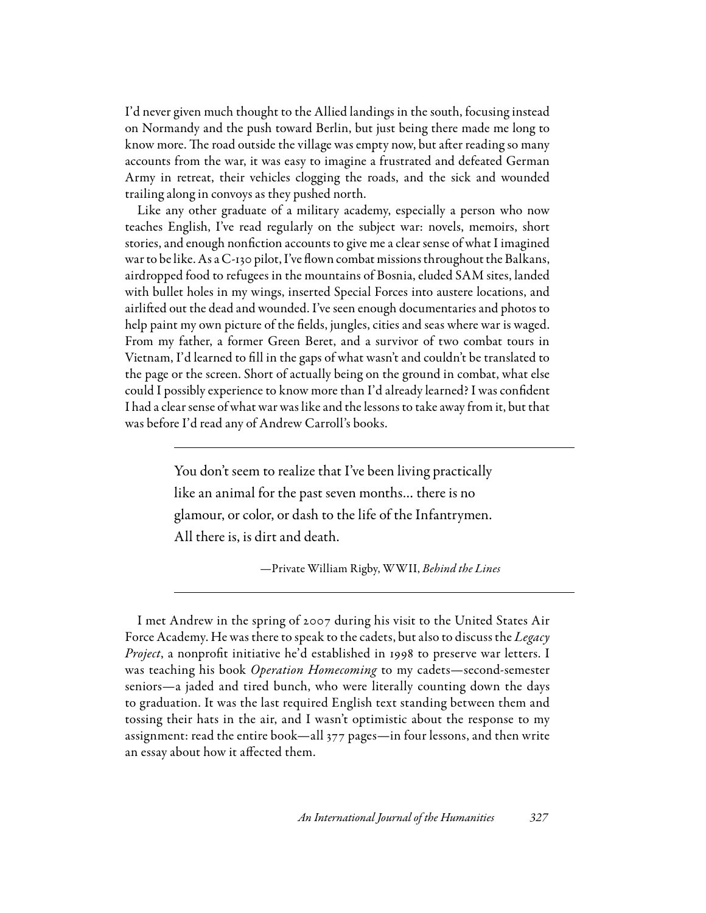I'd never given much thought to the Allied landings in the south, focusing instead on Normandy and the push toward Berlin, but just being there made me long to know more. The road outside the village was empty now, but after reading so many accounts from the war, it was easy to imagine a frustrated and defeated German Army in retreat, their vehicles clogging the roads, and the sick and wounded trailing along in convoys as they pushed north.

Like any other graduate of a military academy, especially a person who now teaches English, I've read regularly on the subject war: novels, memoirs, short stories, and enough nonfiction accounts to give me a clear sense of what I imagined war to be like. As a C-130 pilot, I've flown combat missions throughout the Balkans, airdropped food to refugees in the mountains of Bosnia, eluded SAM sites, landed with bullet holes in my wings, inserted Special Forces into austere locations, and airlifted out the dead and wounded. I've seen enough documentaries and photos to help paint my own picture of the fields, jungles, cities and seas where war is waged. From my father, a former Green Beret, and a survivor of two combat tours in Vietnam, I'd learned to fill in the gaps of what wasn't and couldn't be translated to the page or the screen. Short of actually being on the ground in combat, what else could I possibly experience to know more than I'd already learned? I was confident I had a clear sense of what war was like and the lessons to take away from it, but that was before I'd read any of Andrew Carroll's books.

---

> You don't seem to realize that I've been living practically like an animal for the past seven months... there is no glamour, or color, or dash to the life of the Infantrymen. All there is, is dirt and death.
>
> —Private William Rigby, WWII, *Behind the Lines*

---

I met Andrew in the spring of 2007 during his visit to the United States Air Force Academy. He was there to speak to the cadets, but also to discuss the *Legacy Project*, a nonprofit initiative he'd established in 1998 to preserve war letters. I was teaching his book *Operation Homecoming* to my cadets—second-semester seniors—a jaded and tired bunch, who were literally counting down the days to graduation. It was the last required English text standing between them and tossing their hats in the air, and I wasn't optimistic about the response to my assignment: read the entire book—all 377 pages—in four lessons, and then write an essay about how it affected them.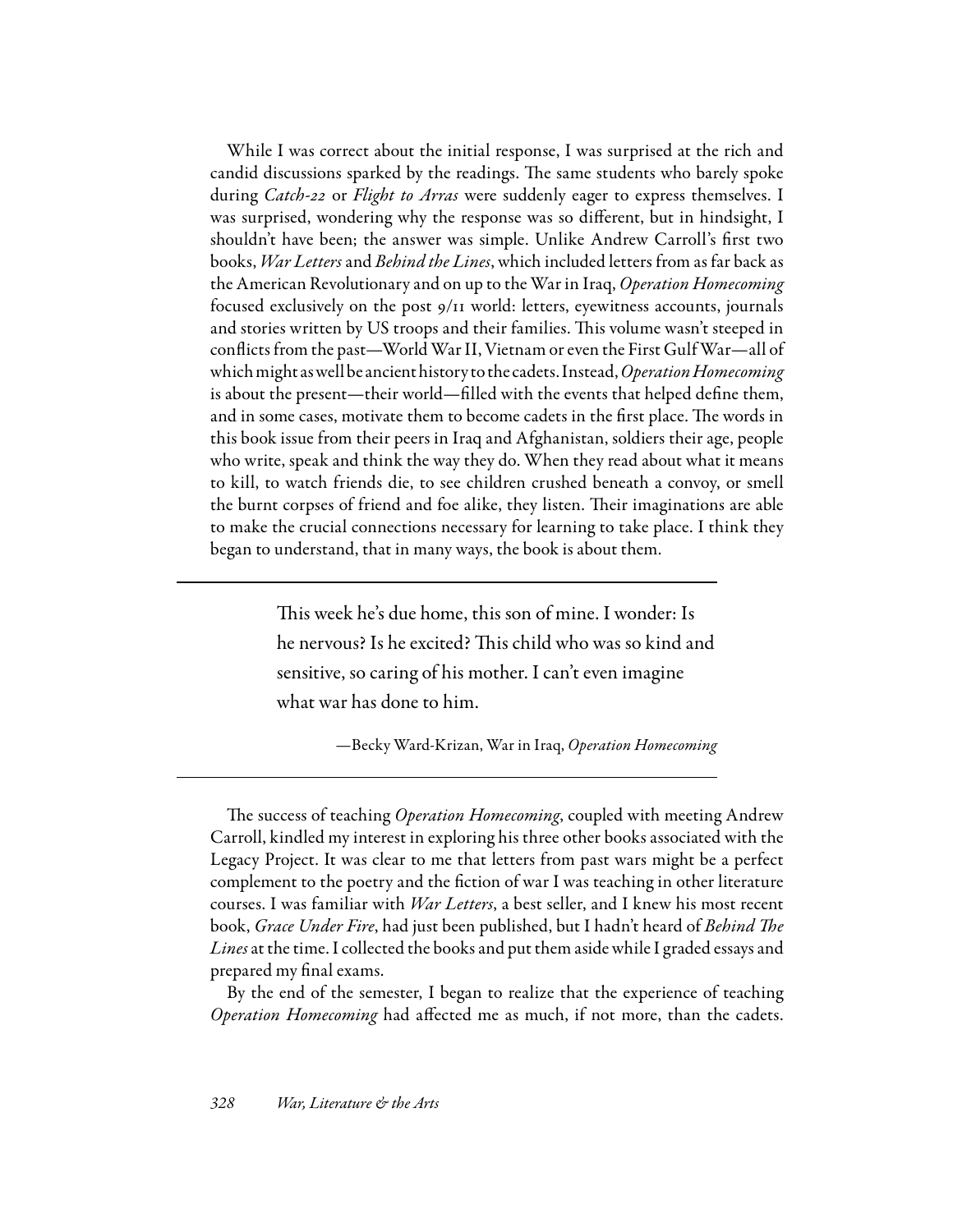While I was correct about the initial response, I was surprised at the rich and candid discussions sparked by the readings. The same students who barely spoke during *Catch-22* or *Flight to Arras* were suddenly eager to express themselves. I was surprised, wondering why the response was so different, but in hindsight, I shouldn't have been; the answer was simple. Unlike Andrew Carroll's first two books, *War Letters* and *Behind the Lines*, which included letters from as far back as the American Revolutionary and on up to the War in Iraq, *Operation Homecoming* focused exclusively on the post 9/11 world: letters, eyewitness accounts, journals and stories written by US troops and their families. This volume wasn't steeped in conflicts from the past—World War II, Vietnam or even the First Gulf War—all of which might as well be ancient history to the cadets. Instead, *Operation Homecoming* is about the present—their world—filled with the events that helped define them, and in some cases, motivate them to become cadets in the first place. The words in this book issue from their peers in Iraq and Afghanistan, soldiers their age, people who write, speak and think the way they do. When they read about what it means to kill, to watch friends die, to see children crushed beneath a convoy, or smell the burnt corpses of friend and foe alike, they listen. Their imaginations are able to make the crucial connections necessary for learning to take place. I think they began to understand, that in many ways, the book is about them.

---

> This week he's due home, this son of mine. I wonder: Is he nervous? Is he excited? This child who was so kind and sensitive, so caring of his mother. I can't even imagine what war has done to him.
>
> —Becky Ward-Krizan, War in Iraq, *Operation Homecoming*

---

The success of teaching *Operation Homecoming*, coupled with meeting Andrew Carroll, kindled my interest in exploring his three other books associated with the Legacy Project. It was clear to me that letters from past wars might be a perfect complement to the poetry and the fiction of war I was teaching in other literature courses. I was familiar with *War Letters*, a best seller, and I knew his most recent book, *Grace Under Fire*, had just been published, but I hadn't heard of *Behind The Lines* at the time. I collected the books and put them aside while I graded essays and prepared my final exams.

By the end of the semester, I began to realize that the experience of teaching *Operation Homecoming* had affected me as much, if not more, than the cadets.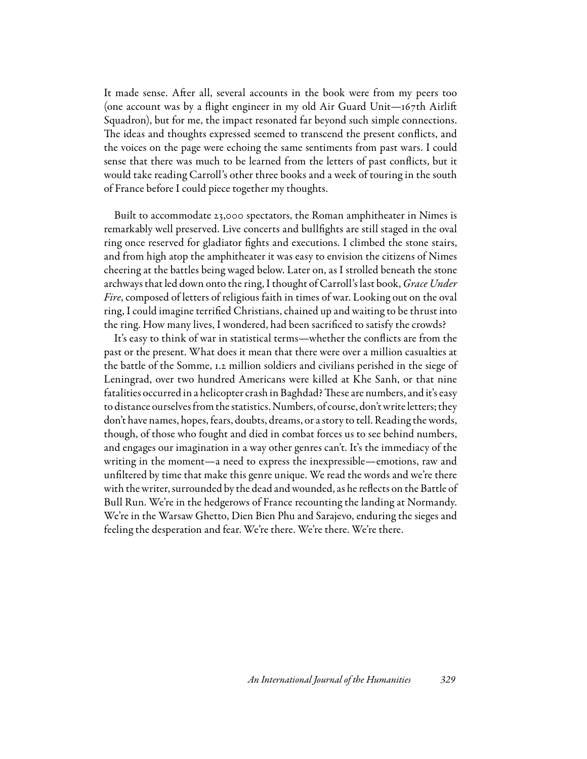It made sense. After all, several accounts in the book were from my peers too (one account was by a flight engineer in my old Air Guard Unit—167th Airlift Squadron), but for me, the impact resonated far beyond such simple connections. The ideas and thoughts expressed seemed to transcend the present conflicts, and the voices on the page were echoing the same sentiments from past wars. I could sense that there was much to be learned from the letters of past conflicts, but it would take reading Carroll's other three books and a week of touring in the south of France before I could piece together my thoughts.

Built to accommodate 23,000 spectators, the Roman amphitheater in Nimes is remarkably well preserved. Live concerts and bullfights are still staged in the oval ring once reserved for gladiator fights and executions. I climbed the stone stairs, and from high atop the amphitheater it was easy to envision the citizens of Nimes cheering at the battles being waged below. Later on, as I strolled beneath the stone archways that led down onto the ring, I thought of Carroll's last book, *Grace Under Fire*, composed of letters of religious faith in times of war. Looking out on the oval ring, I could imagine terrified Christians, chained up and waiting to be thrust into the ring. How many lives, I wondered, had been sacrificed to satisfy the crowds?

It's easy to think of war in statistical terms—whether the conflicts are from the past or the present. What does it mean that there were over a million casualties at the battle of the Somme, 1.2 million soldiers and civilians perished in the siege of Leningrad, over two hundred Americans were killed at Khe Sanh, or that nine fatalities occurred in a helicopter crash in Baghdad? These are numbers, and it's easy to distance ourselves from the statistics. Numbers, of course, don't write letters; they don't have names, hopes, fears, doubts, dreams, or a story to tell. Reading the words, though, of those who fought and died in combat forces us to see behind numbers, and engages our imagination in a way other genres can't. It's the immediacy of the writing in the moment—a need to express the inexpressible—emotions, raw and unfiltered by time that make this genre unique. We read the words and we're there with the writer, surrounded by the dead and wounded, as he reflects on the Battle of Bull Run. We're in the hedgerows of France recounting the landing at Normandy. We're in the Warsaw Ghetto, Dien Bien Phu and Sarajevo, enduring the sieges and feeling the desperation and fear. We're there. We're there. We're there.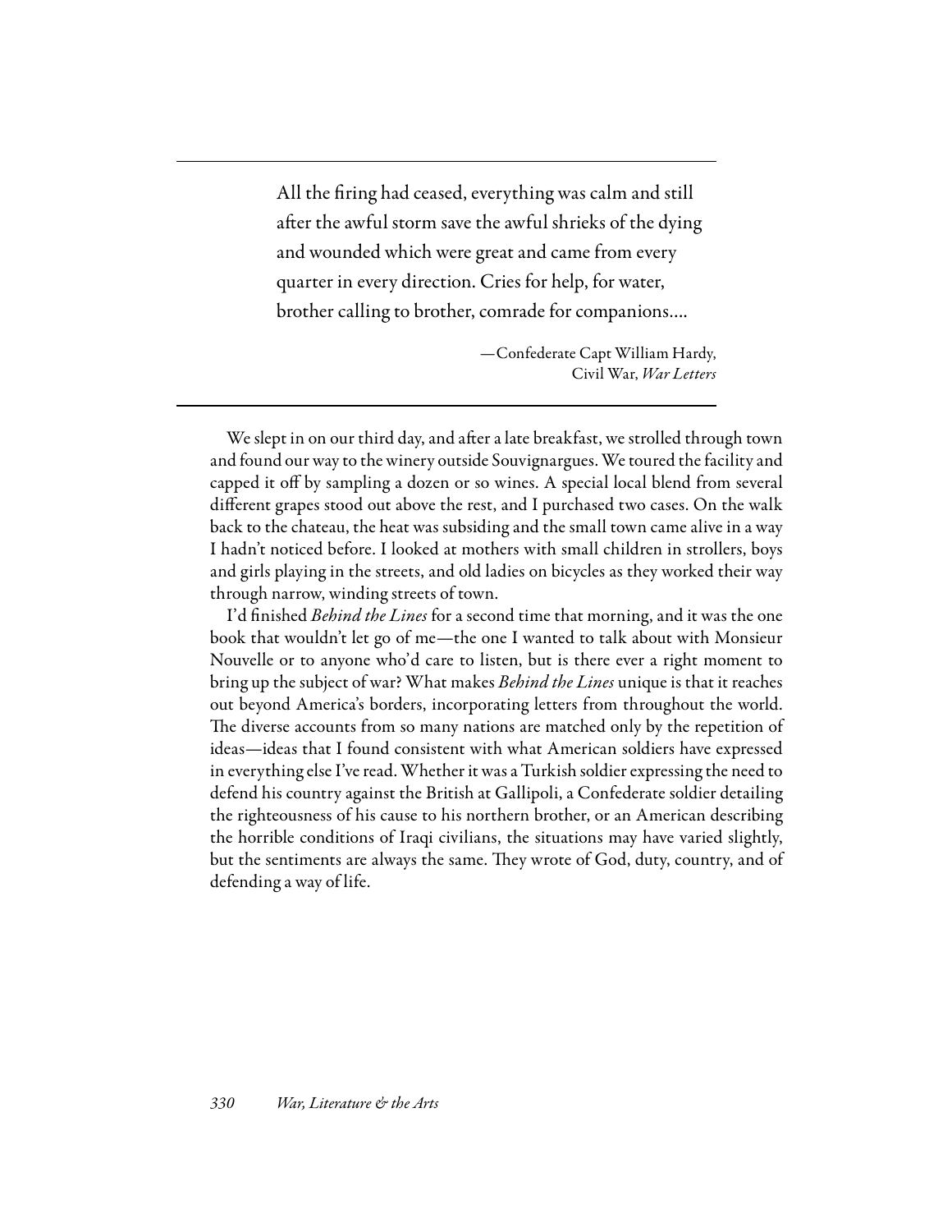> All the firing had ceased, everything was calm and still after the awful storm save the awful shrieks of the dying and wounded which were great and came from every quarter in every direction. Cries for help, for water, brother calling to brother, comrade for companions....
>
> —Confederate Capt William Hardy, Civil War, *War Letters*

---

We slept in on our third day, and after a late breakfast, we strolled through town and found our way to the winery outside Souvignargues. We toured the facility and capped it off by sampling a dozen or so wines. A special local blend from several different grapes stood out above the rest, and I purchased two cases. On the walk back to the chateau, the heat was subsiding and the small town came alive in a way I hadn't noticed before. I looked at mothers with small children in strollers, boys and girls playing in the streets, and old ladies on bicycles as they worked their way through narrow, winding streets of town.

I'd finished *Behind the Lines* for a second time that morning, and it was the one book that wouldn't let go of me—the one I wanted to talk about with Monsieur Nouvelle or to anyone who'd care to listen, but is there ever a right moment to bring up the subject of war? What makes *Behind the Lines* unique is that it reaches out beyond America's borders, incorporating letters from throughout the world. The diverse accounts from so many nations are matched only by the repetition of ideas—ideas that I found consistent with what American soldiers have expressed in everything else I've read. Whether it was a Turkish soldier expressing the need to defend his country against the British at Gallipoli, a Confederate soldier detailing the righteousness of his cause to his northern brother, or an American describing the horrible conditions of Iraqi civilians, the situations may have varied slightly, but the sentiments are always the same. They wrote of God, duty, country, and of defending a way of life.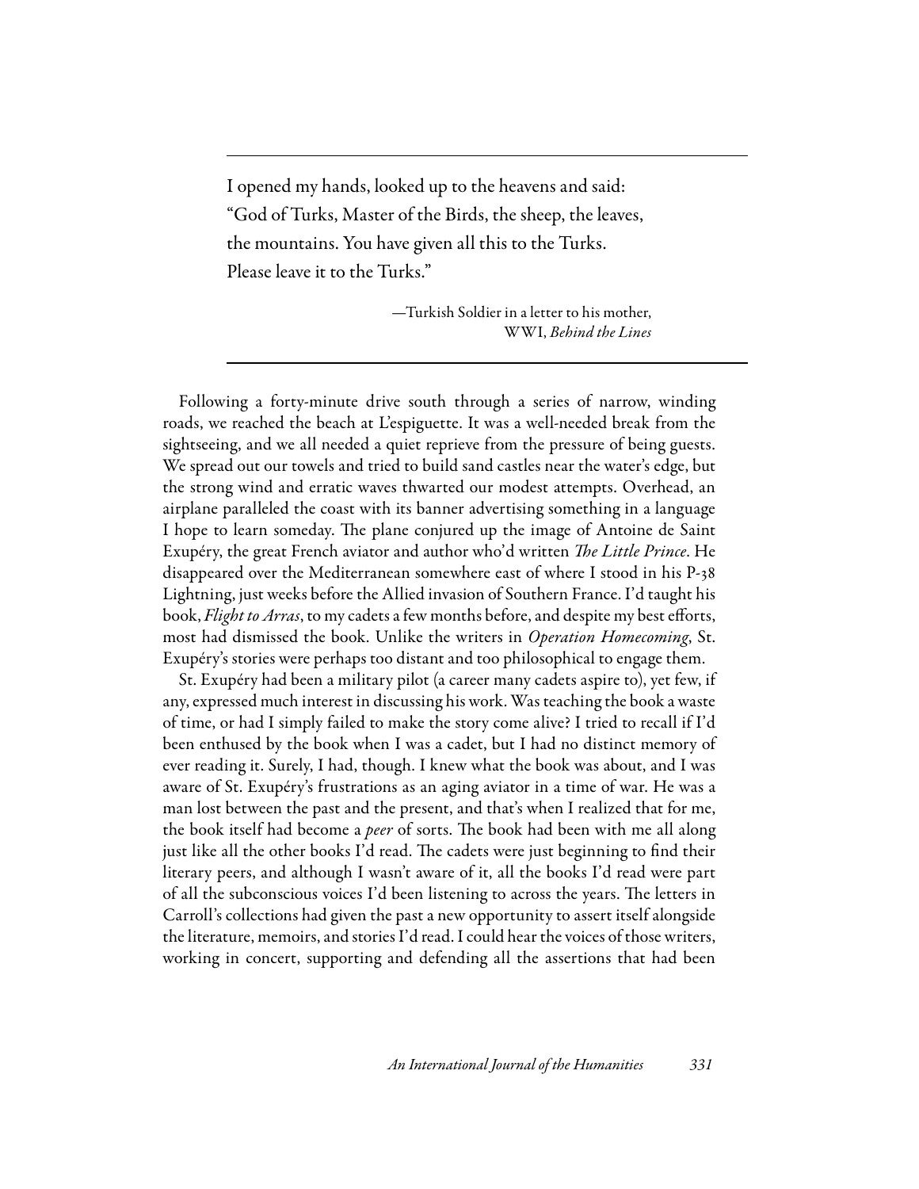I opened my hands, looked up to the heavens and said:
"God of Turks, Master of the Birds, the sheep, the leaves,
the mountains. You have given all this to the Turks.
Please leave it to the Turks."

—Turkish Soldier in a letter to his mother,
WWI, *Behind the Lines*

Following a forty-minute drive south through a series of narrow, winding roads, we reached the beach at L'espiguette. It was a well-needed break from the sightseeing, and we all needed a quiet reprieve from the pressure of being guests. We spread out our towels and tried to build sand castles near the water's edge, but the strong wind and erratic waves thwarted our modest attempts. Overhead, an airplane paralleled the coast with its banner advertising something in a language I hope to learn someday. The plane conjured up the image of Antoine de Saint Exupéry, the great French aviator and author who'd written *The Little Prince*. He disappeared over the Mediterranean somewhere east of where I stood in his P-38 Lightning, just weeks before the Allied invasion of Southern France. I'd taught his book, *Flight to Arras*, to my cadets a few months before, and despite my best efforts, most had dismissed the book. Unlike the writers in *Operation Homecoming*, St. Exupéry's stories were perhaps too distant and too philosophical to engage them.

St. Exupéry had been a military pilot (a career many cadets aspire to), yet few, if any, expressed much interest in discussing his work. Was teaching the book a waste of time, or had I simply failed to make the story come alive? I tried to recall if I'd been enthused by the book when I was a cadet, but I had no distinct memory of ever reading it. Surely, I had, though. I knew what the book was about, and I was aware of St. Exupéry's frustrations as an aging aviator in a time of war. He was a man lost between the past and the present, and that's when I realized that for me, the book itself had become a *peer* of sorts. The book had been with me all along just like all the other books I'd read. The cadets were just beginning to find their literary peers, and although I wasn't aware of it, all the books I'd read were part of all the subconscious voices I'd been listening to across the years. The letters in Carroll's collections had given the past a new opportunity to assert itself alongside the literature, memoirs, and stories I'd read. I could hear the voices of those writers, working in concert, supporting and defending all the assertions that had been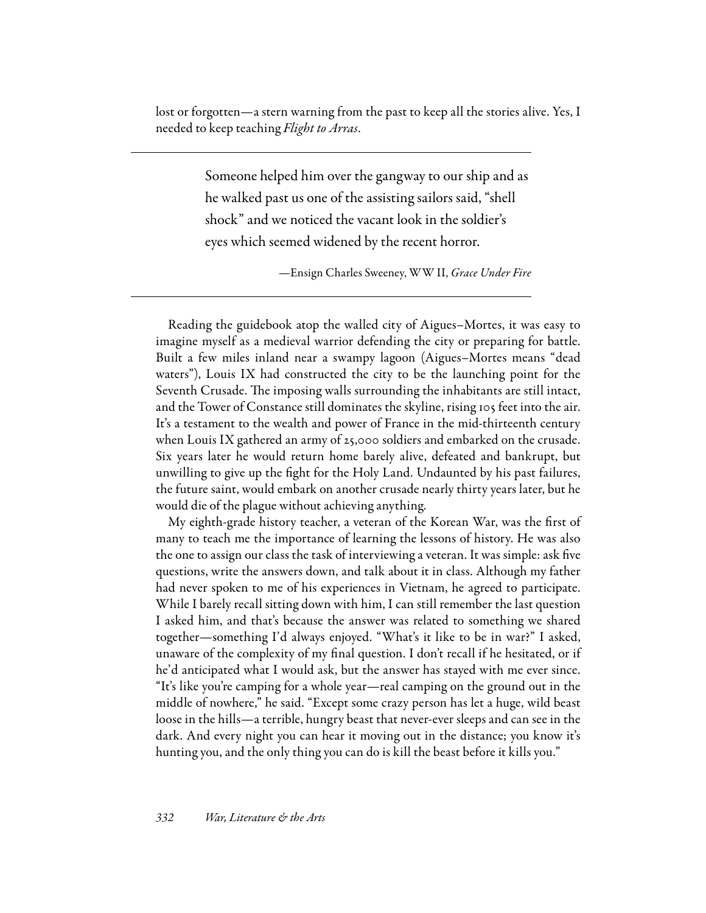lost or forgotten—a stern warning from the past to keep all the stories alive. Yes, I needed to keep teaching *Flight to Arras*.

---

> Someone helped him over the gangway to our ship and as he walked past us one of the assisting sailors said, "shell shock" and we noticed the vacant look in the soldier's eyes which seemed widened by the recent horror.
>
> —Ensign Charles Sweeney, WW II, *Grace Under Fire*

---

Reading the guidebook atop the walled city of Aigues–Mortes, it was easy to imagine myself as a medieval warrior defending the city or preparing for battle. Built a few miles inland near a swampy lagoon (Aigues–Mortes means "dead waters"), Louis IX had constructed the city to be the launching point for the Seventh Crusade. The imposing walls surrounding the inhabitants are still intact, and the Tower of Constance still dominates the skyline, rising 105 feet into the air. It's a testament to the wealth and power of France in the mid-thirteenth century when Louis IX gathered an army of 25,000 soldiers and embarked on the crusade. Six years later he would return home barely alive, defeated and bankrupt, but unwilling to give up the fight for the Holy Land. Undaunted by his past failures, the future saint, would embark on another crusade nearly thirty years later, but he would die of the plague without achieving anything.

My eighth-grade history teacher, a veteran of the Korean War, was the first of many to teach me the importance of learning the lessons of history. He was also the one to assign our class the task of interviewing a veteran. It was simple: ask five questions, write the answers down, and talk about it in class. Although my father had never spoken to me of his experiences in Vietnam, he agreed to participate. While I barely recall sitting down with him, I can still remember the last question I asked him, and that's because the answer was related to something we shared together—something I'd always enjoyed. "What's it like to be in war?" I asked, unaware of the complexity of my final question. I don't recall if he hesitated, or if he'd anticipated what I would ask, but the answer has stayed with me ever since. "It's like you're camping for a whole year—real camping on the ground out in the middle of nowhere," he said. "Except some crazy person has let a huge, wild beast loose in the hills—a terrible, hungry beast that never-ever sleeps and can see in the dark. And every night you can hear it moving out in the distance; you know it's hunting you, and the only thing you can do is kill the beast before it kills you."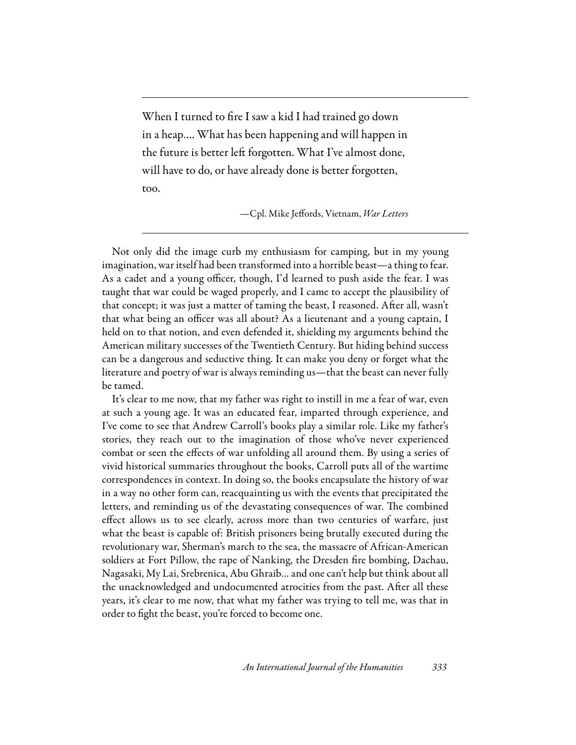> When I turned to fire I saw a kid I had trained go down in a heap.... What has been happening and will happen in the future is better left forgotten. What I've almost done, will have to do, or have already done is better forgotten, too.
>
> —Cpl. Mike Jeffords, Vietnam, *War Letters*

Not only did the image curb my enthusiasm for camping, but in my young imagination, war itself had been transformed into a horrible beast—a thing to fear. As a cadet and a young officer, though, I'd learned to push aside the fear. I was taught that war could be waged properly, and I came to accept the plausibility of that concept; it was just a matter of taming the beast, I reasoned. After all, wasn't that what being an officer was all about? As a lieutenant and a young captain, I held on to that notion, and even defended it, shielding my arguments behind the American military successes of the Twentieth Century. But hiding behind success can be a dangerous and seductive thing. It can make you deny or forget what the literature and poetry of war is always reminding us—that the beast can never fully be tamed.

It's clear to me now, that my father was right to instill in me a fear of war, even at such a young age. It was an educated fear, imparted through experience, and I've come to see that Andrew Carroll's books play a similar role. Like my father's stories, they reach out to the imagination of those who've never experienced combat or seen the effects of war unfolding all around them. By using a series of vivid historical summaries throughout the books, Carroll puts all of the wartime correspondences in context. In doing so, the books encapsulate the history of war in a way no other form can, reacquainting us with the events that precipitated the letters, and reminding us of the devastating consequences of war. The combined effect allows us to see clearly, across more than two centuries of warfare, just what the beast is capable of: British prisoners being brutally executed during the revolutionary war, Sherman's march to the sea, the massacre of African-American soldiers at Fort Pillow, the rape of Nanking, the Dresden fire bombing, Dachau, Nagasaki, My Lai, Srebrenica, Abu Ghraib... and one can't help but think about all the unacknowledged and undocumented atrocities from the past. After all these years, it's clear to me now, that what my father was trying to tell me, was that in order to fight the beast, you're forced to become one.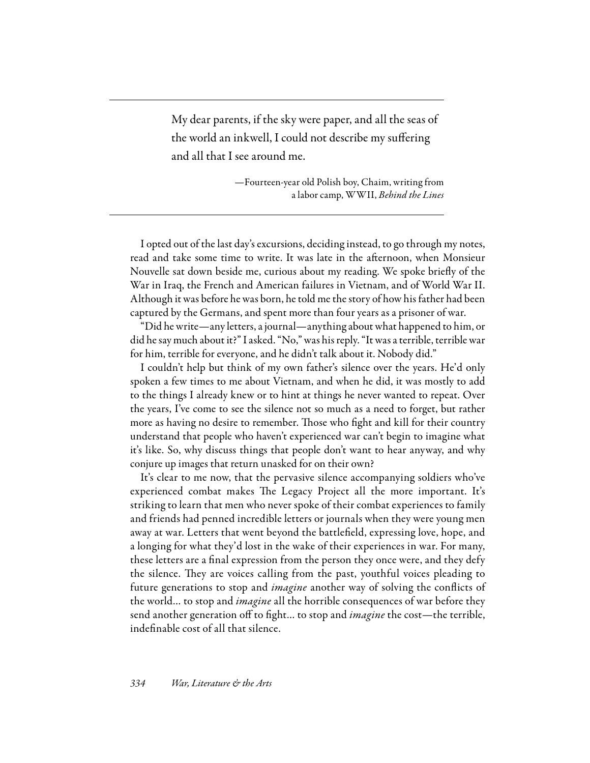> My dear parents, if the sky were paper, and all the seas of the world an inkwell, I could not describe my suffering and all that I see around me.
>
> —Fourteen-year old Polish boy, Chaim, writing from a labor camp, WWII, *Behind the Lines*

I opted out of the last day's excursions, deciding instead, to go through my notes, read and take some time to write. It was late in the afternoon, when Monsieur Nouvelle sat down beside me, curious about my reading. We spoke briefly of the War in Iraq, the French and American failures in Vietnam, and of World War II. Although it was before he was born, he told me the story of how his father had been captured by the Germans, and spent more than four years as a prisoner of war.

"Did he write—any letters, a journal—anything about what happened to him, or did he say much about it?" I asked. "No," was his reply. "It was a terrible, terrible war for him, terrible for everyone, and he didn't talk about it. Nobody did."

I couldn't help but think of my own father's silence over the years. He'd only spoken a few times to me about Vietnam, and when he did, it was mostly to add to the things I already knew or to hint at things he never wanted to repeat. Over the years, I've come to see the silence not so much as a need to forget, but rather more as having no desire to remember. Those who fight and kill for their country understand that people who haven't experienced war can't begin to imagine what it's like. So, why discuss things that people don't want to hear anyway, and why conjure up images that return unasked for on their own?

It's clear to me now, that the pervasive silence accompanying soldiers who've experienced combat makes The Legacy Project all the more important. It's striking to learn that men who never spoke of their combat experiences to family and friends had penned incredible letters or journals when they were young men away at war. Letters that went beyond the battlefield, expressing love, hope, and a longing for what they'd lost in the wake of their experiences in war. For many, these letters are a final expression from the person they once were, and they defy the silence. They are voices calling from the past, youthful voices pleading to future generations to stop and *imagine* another way of solving the conflicts of the world... to stop and *imagine* all the horrible consequences of war before they send another generation off to fight... to stop and *imagine* the cost—the terrible, indefinable cost of all that silence.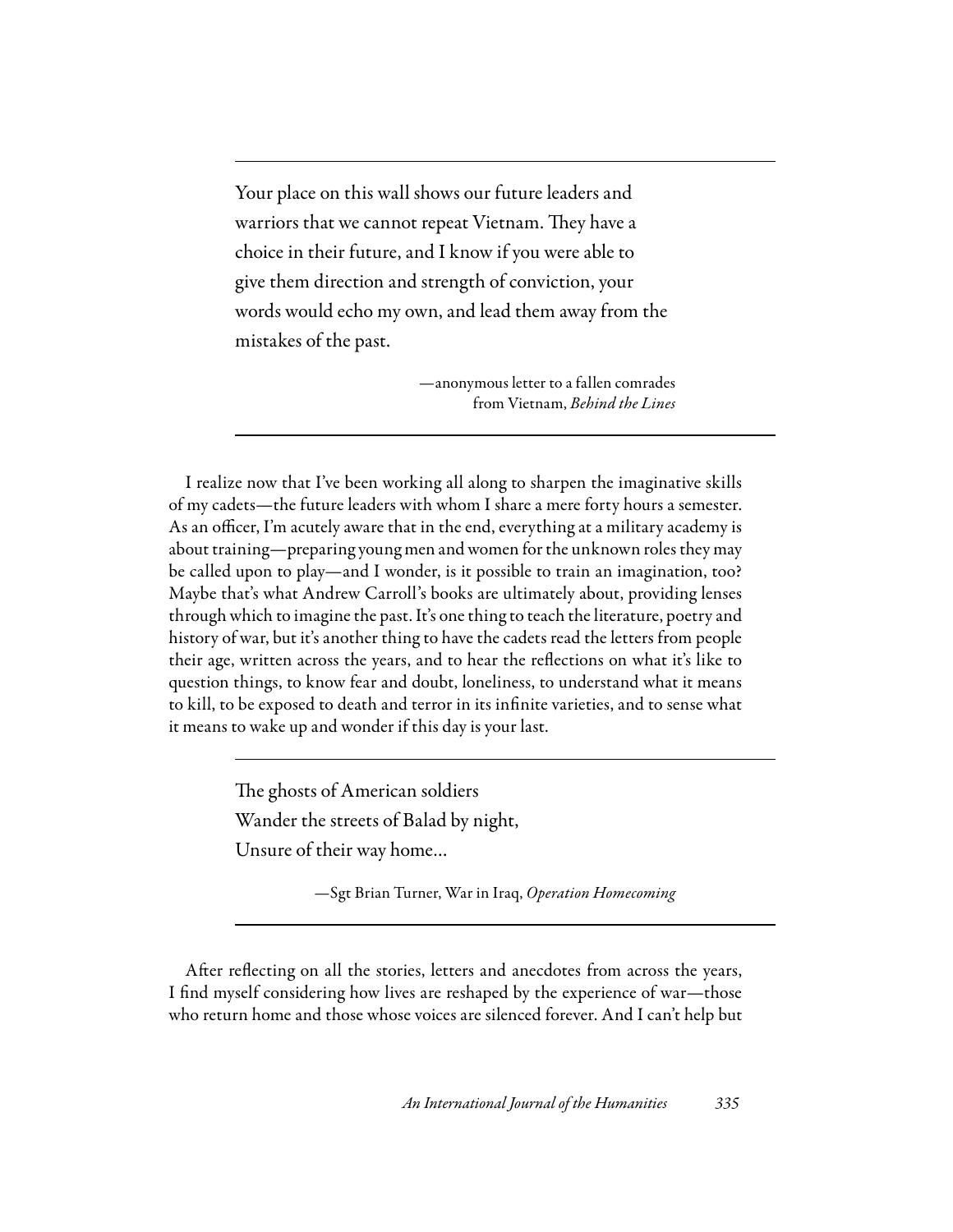> Your place on this wall shows our future leaders and warriors that we cannot repeat Vietnam. They have a choice in their future, and I know if you were able to give them direction and strength of conviction, your words would echo my own, and lead them away from the mistakes of the past.
>
> —anonymous letter to a fallen comrades from Vietnam, *Behind the Lines*

I realize now that I've been working all along to sharpen the imaginative skills of my cadets—the future leaders with whom I share a mere forty hours a semester. As an officer, I'm acutely aware that in the end, everything at a military academy is about training—preparing young men and women for the unknown roles they may be called upon to play—and I wonder, is it possible to train an imagination, too? Maybe that's what Andrew Carroll's books are ultimately about, providing lenses through which to imagine the past. It's one thing to teach the literature, poetry and history of war, but it's another thing to have the cadets read the letters from people their age, written across the years, and to hear the reflections on what it's like to question things, to know fear and doubt, loneliness, to understand what it means to kill, to be exposed to death and terror in its infinite varieties, and to sense what it means to wake up and wonder if this day is your last.

> The ghosts of American soldiers
> Wander the streets of Balad by night,
> Unsure of their way home…
>
> —Sgt Brian Turner, War in Iraq, *Operation Homecoming*

After reflecting on all the stories, letters and anecdotes from across the years, I find myself considering how lives are reshaped by the experience of war—those who return home and those whose voices are silenced forever. And I can't help but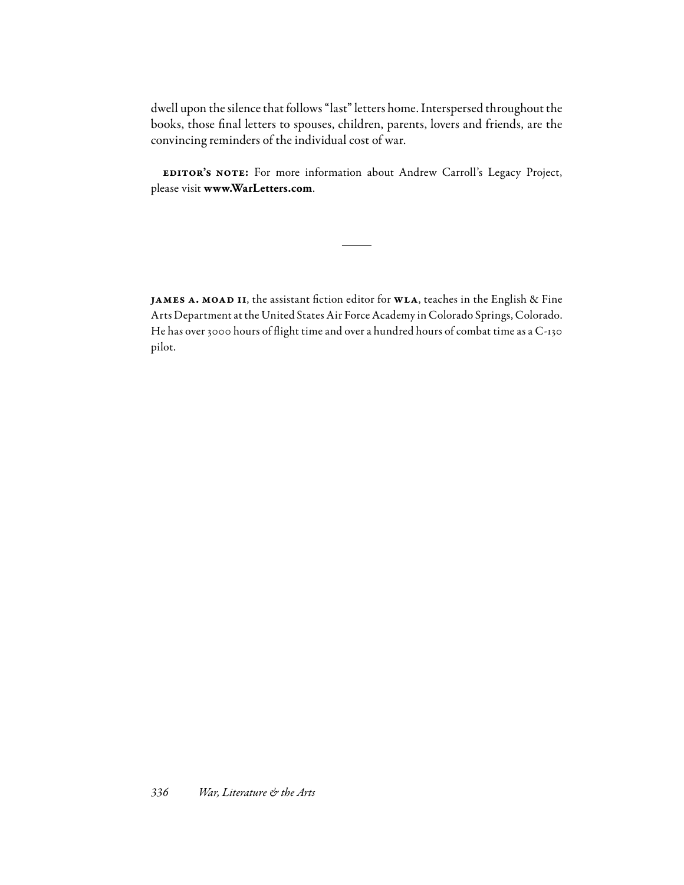dwell upon the silence that follows "last" letters home. Interspersed throughout the books, those final letters to spouses, children, parents, lovers and friends, are the convincing reminders of the individual cost of war.

EDITOR'S NOTE: For more information about Andrew Carroll's Legacy Project, please visit **www.WarLetters.com**.

---

JAMES A. MOAD II, the assistant fiction editor for **WLA**, teaches in the English & Fine Arts Department at the United States Air Force Academy in Colorado Springs, Colorado. He has over 3000 hours of flight time and over a hundred hours of combat time as a C-130 pilot.